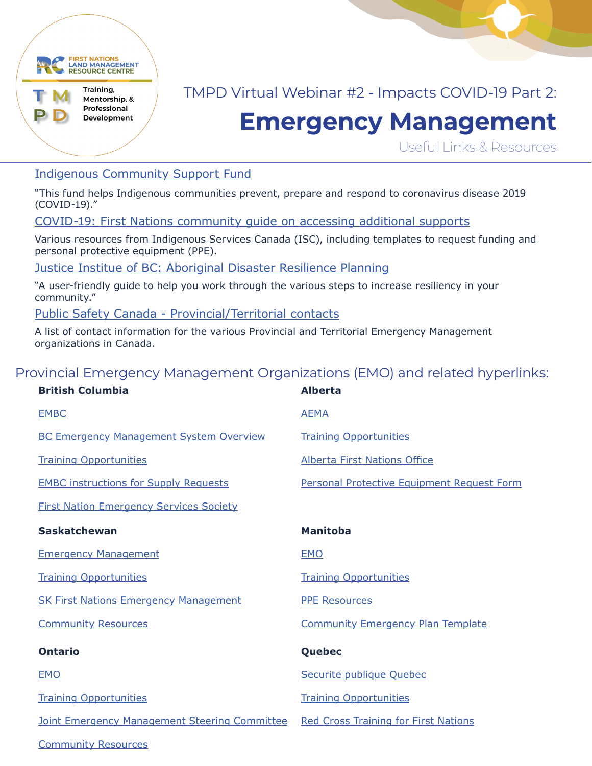First Nations Land Management Resource Centre

TMPD — Training, Mentorship, & Professional Development

TMPD Virtual Webinar #2 - Impacts COVID-19 Part 2:

# Emergency Management

Useful Links & Resources

Indigenous Community Support Fund

"This fund helps Indigenous communities prevent, prepare and respond to coronavirus disease 2019 (COVID-19)."

COVID-19: First Nations community guide on accessing additional supports

Various resources from Indigenous Services Canada (ISC), including templates to request funding and personal protective equipment (PPE).

Justice Institue of BC: Aboriginal Disaster Resilience Planning

"A user-friendly guide to help you work through the various steps to increase resiliency in your community."

Public Safety Canada - Provincial/Territorial contacts

A list of contact information for the various Provincial and Territorial Emergency Management organizations in Canada.

## Provincial Emergency Management Organizations (EMO) and related hyperlinks:

**British Columbia**

- EMBC
- BC Emergency Management System Overview
- Training Opportunities
- EMBC instructions for Supply Requests
- First Nation Emergency Services Society

**Alberta**

- AEMA
- Training Opportunities
- Alberta First Nations Office
- Personal Protective Equipment Request Form

**Saskatchewan**

- Emergency Management
- Training Opportunities
- SK First Nations Emergency Management
- Community Resources

**Manitoba**

- EMO
- Training Opportunities
- PPE Resources
- Community Emergency Plan Template

**Ontario**

- EMO
- Training Opportunities
- Joint Emergency Management Steering Committee
- Community Resources

**Quebec**

- Securite publique Quebec
- Training Opportunities
- Red Cross Training for First Nations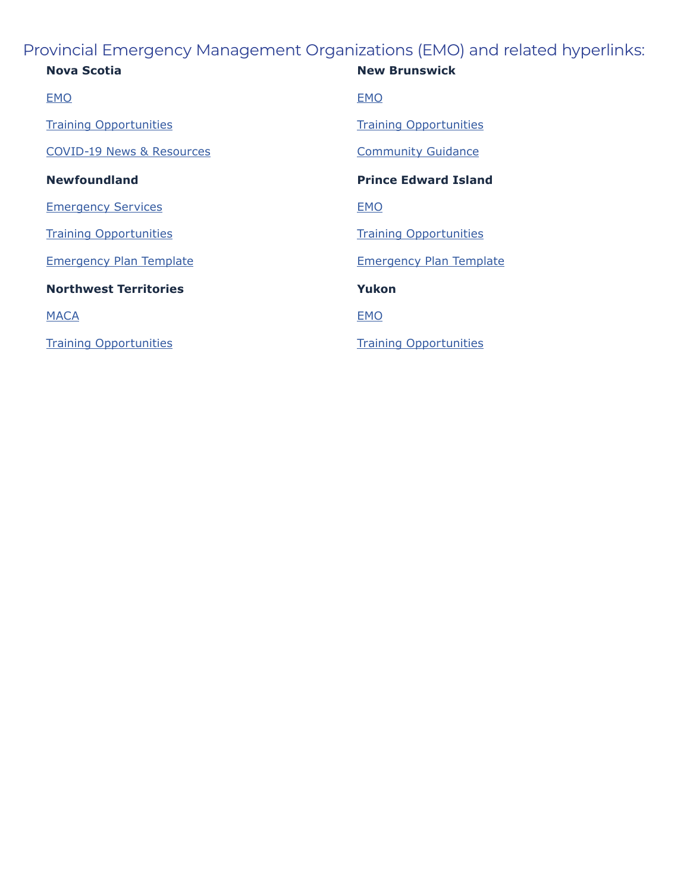## Provincial Emergency Management Organizations (EMO) and related hyperlinks:

**Nova Scotia**

EMO

Training Opportunities

COVID-19 News & Resources

**Newfoundland**

Emergency Services

Training Opportunities

Emergency Plan Template

**Northwest Territories**

MACA

Training Opportunities

**New Brunswick**

EMO

Training Opportunities

Community Guidance

**Prince Edward Island**

EMO

Training Opportunities

Emergency Plan Template

**Yukon**

EMO

Training Opportunities